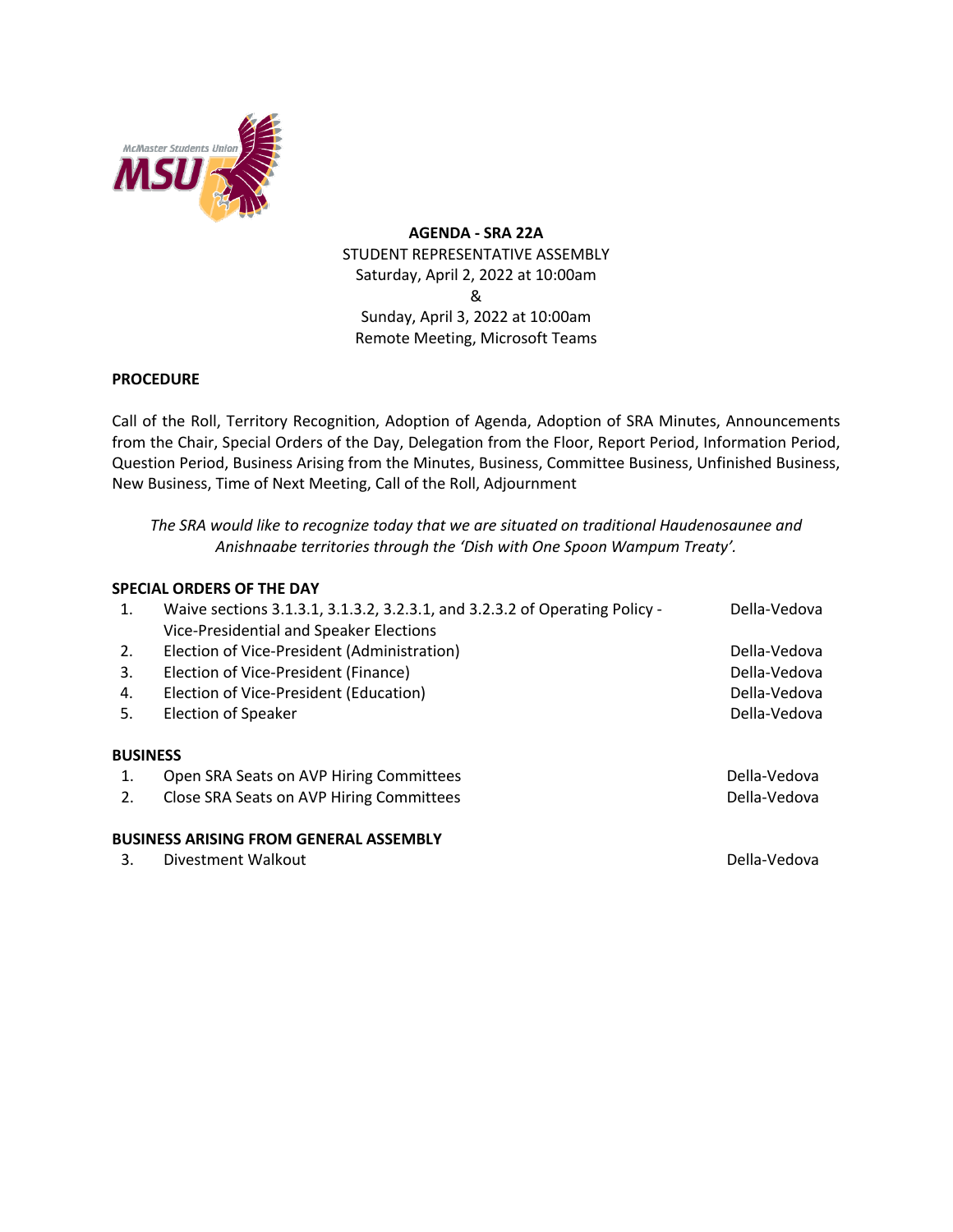**AGENDA - SRA 22A**
STUDENT REPRESENTATIVE ASSEMBLY
Saturday, April 2, 2022 at 10:00am
&
Sunday, April 3, 2022 at 10:00am
Remote Meeting, Microsoft Teams

**PROCEDURE**

Call of the Roll, Territory Recognition, Adoption of Agenda, Adoption of SRA Minutes, Announcements from the Chair, Special Orders of the Day, Delegation from the Floor, Report Period, Information Period, Question Period, Business Arising from the Minutes, Business, Committee Business, Unfinished Business, New Business, Time of Next Meeting, Call of the Roll, Adjournment

*The SRA would like to recognize today that we are situated on traditional Haudenosaunee and Anishnaabe territories through the 'Dish with One Spoon Wampum Treaty'.*

**SPECIAL ORDERS OF THE DAY**

1. Waive sections 3.1.3.1, 3.1.3.2, 3.2.3.1, and 3.2.3.2 of Operating Policy - Vice-Presidential and Speaker Elections — Della-Vedova
2. Election of Vice-President (Administration) — Della-Vedova
3. Election of Vice-President (Finance) — Della-Vedova
4. Election of Vice-President (Education) — Della-Vedova
5. Election of Speaker — Della-Vedova

**BUSINESS**

1. Open SRA Seats on AVP Hiring Committees — Della-Vedova
2. Close SRA Seats on AVP Hiring Committees — Della-Vedova

**BUSINESS ARISING FROM GENERAL ASSEMBLY**

3. Divestment Walkout — Della-Vedova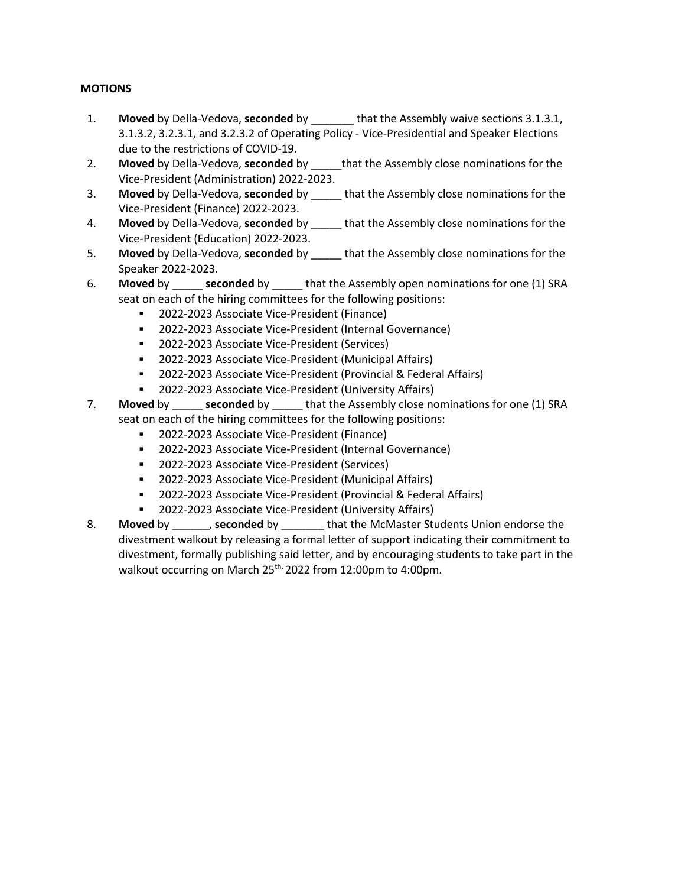**MOTIONS**

1. **Moved** by Della-Vedova, **seconded** by _______ that the Assembly waive sections 3.1.3.1, 3.1.3.2, 3.2.3.1, and 3.2.3.2 of Operating Policy - Vice-Presidential and Speaker Elections due to the restrictions of COVID-19.
2. **Moved** by Della-Vedova, **seconded** by _____that the Assembly close nominations for the Vice-President (Administration) 2022-2023.
3. **Moved** by Della-Vedova, **seconded** by _____ that the Assembly close nominations for the Vice-President (Finance) 2022-2023.
4. **Moved** by Della-Vedova, **seconded** by _____ that the Assembly close nominations for the Vice-President (Education) 2022-2023.
5. **Moved** by Della-Vedova, **seconded** by _____ that the Assembly close nominations for the Speaker 2022-2023.
6. **Moved** by _____ **seconded** by _____ that the Assembly open nominations for one (1) SRA seat on each of the hiring committees for the following positions:
   - 2022-2023 Associate Vice-President (Finance)
   - 2022-2023 Associate Vice-President (Internal Governance)
   - 2022-2023 Associate Vice-President (Services)
   - 2022-2023 Associate Vice-President (Municipal Affairs)
   - 2022-2023 Associate Vice-President (Provincial & Federal Affairs)
   - 2022-2023 Associate Vice-President (University Affairs)
7. **Moved** by _____ **seconded** by _____ that the Assembly close nominations for one (1) SRA seat on each of the hiring committees for the following positions:
   - 2022-2023 Associate Vice-President (Finance)
   - 2022-2023 Associate Vice-President (Internal Governance)
   - 2022-2023 Associate Vice-President (Services)
   - 2022-2023 Associate Vice-President (Municipal Affairs)
   - 2022-2023 Associate Vice-President (Provincial & Federal Affairs)
   - 2022-2023 Associate Vice-President (University Affairs)
8. **Moved** by ______, **seconded** by _______ that the McMaster Students Union endorse the divestment walkout by releasing a formal letter of support indicating their commitment to divestment, formally publishing said letter, and by encouraging students to take part in the walkout occurring on March 25th, 2022 from 12:00pm to 4:00pm.